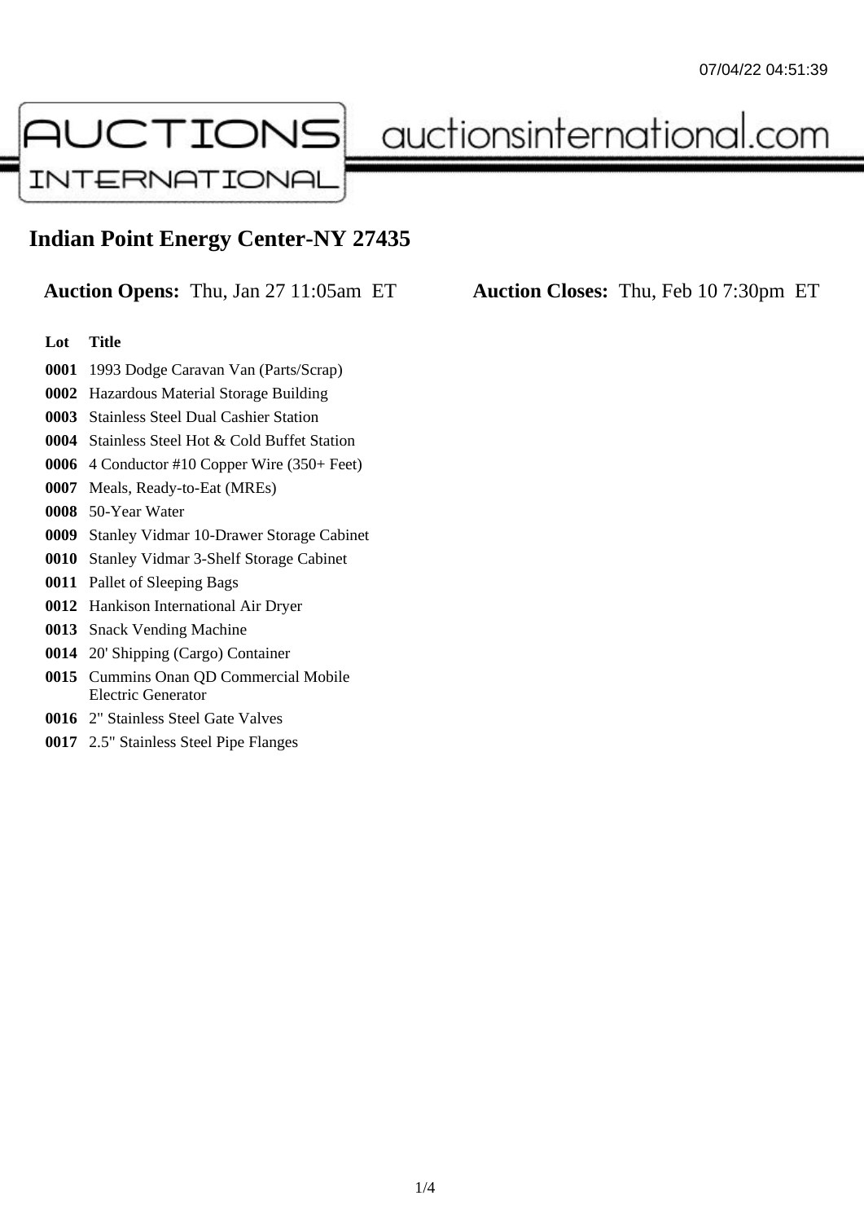# Indian Point Energy Center-NY 27435

**Auction Opens:** Thu, Jan 27 11:05am ET **Auction Closes:** Thu, Feb 10 7:30pm ET

| Lot | Title |
| --- | --- |
| **0001** | 1993 Dodge Caravan Van (Parts/Scrap) |
| **0002** | Hazardous Material Storage Building |
| **0003** | Stainless Steel Dual Cashier Station |
| **0004** | Stainless Steel Hot & Cold Buffet Station |
| **0006** | 4 Conductor #10 Copper Wire (350+ Feet) |
| **0007** | Meals, Ready-to-Eat (MREs) |
| **0008** | 50-Year Water |
| **0009** | Stanley Vidmar 10-Drawer Storage Cabinet |
| **0010** | Stanley Vidmar 3-Shelf Storage Cabinet |
| **0011** | Pallet of Sleeping Bags |
| **0012** | Hankison International Air Dryer |
| **0013** | Snack Vending Machine |
| **0014** | 20' Shipping (Cargo) Container |
| **0015** | Cummins Onan QD Commercial Mobile Electric Generator |
| **0016** | 2" Stainless Steel Gate Valves |
| **0017** | 2.5" Stainless Steel Pipe Flanges |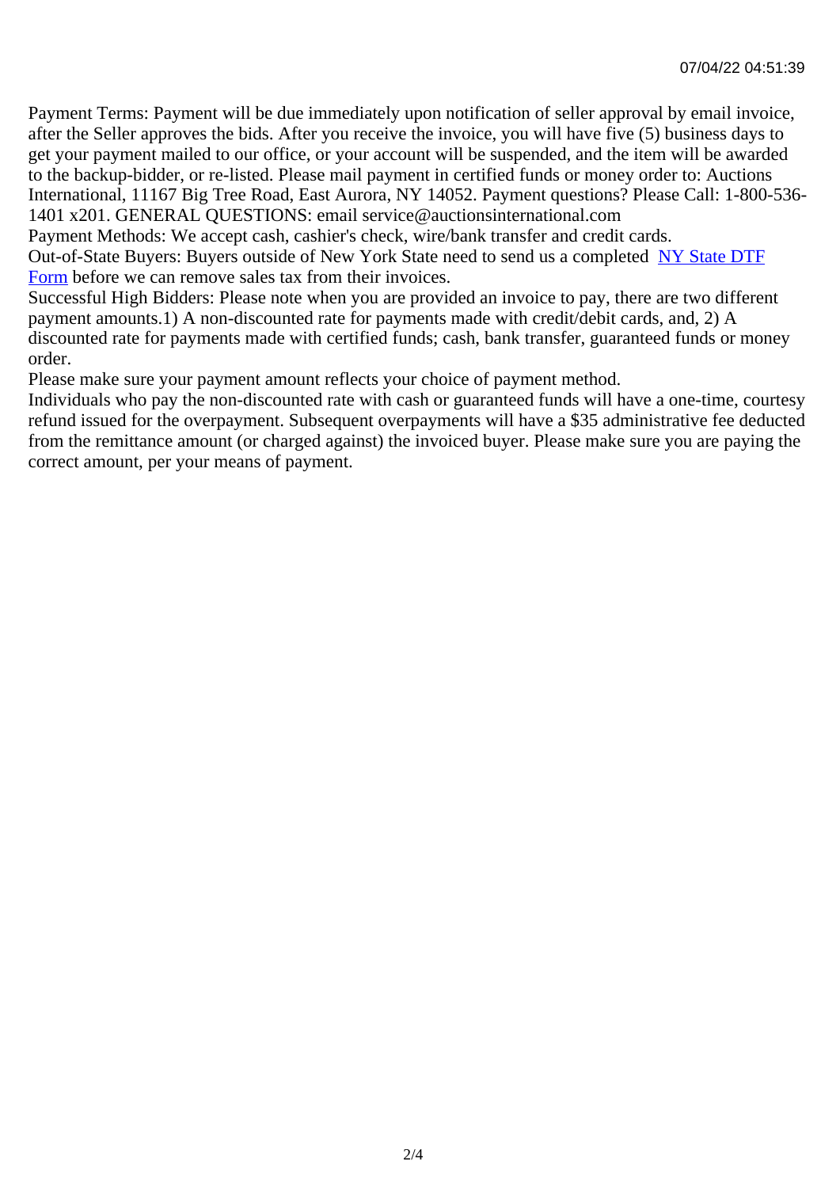Payment Terms: Payment will be due immediately upon notification of seller approval by email invoice, after the Seller approves the bids. After you receive the invoice, you will have five (5) business days to get your payment mailed to our office, or your account will be suspended, and the item will be awarded to the backup-bidder, or re-listed. Please mail payment in certified funds or money order to: Auctions International, 11167 Big Tree Road, East Aurora, NY 14052. Payment questions? Please Call: 1-800-536-1401 x201. GENERAL QUESTIONS: email service@auctionsinternational.com

Payment Methods: We accept cash, cashier's check, wire/bank transfer and credit cards.

Out-of-State Buyers: Buyers outside of New York State need to send us a completed NY State DTF Form before we can remove sales tax from their invoices.

Successful High Bidders: Please note when you are provided an invoice to pay, there are two different payment amounts.1) A non-discounted rate for payments made with credit/debit cards, and, 2) A discounted rate for payments made with certified funds; cash, bank transfer, guaranteed funds or money order.

Please make sure your payment amount reflects your choice of payment method.

Individuals who pay the non-discounted rate with cash or guaranteed funds will have a one-time, courtesy refund issued for the overpayment. Subsequent overpayments will have a $35 administrative fee deducted from the remittance amount (or charged against) the invoiced buyer. Please make sure you are paying the correct amount, per your means of payment.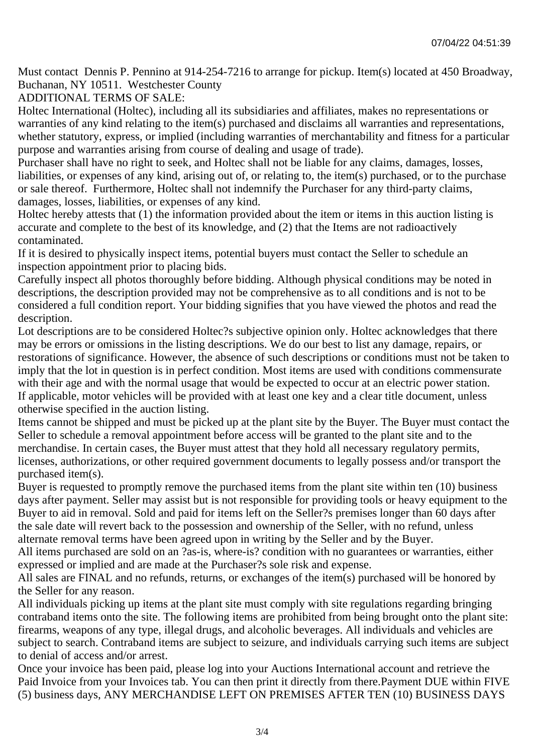Must contact Dennis P. Pennino at 914-254-7216 to arrange for pickup. Item(s) located at 450 Broadway, Buchanan, NY 10511. Westchester County

ADDITIONAL TERMS OF SALE:

Holtec International (Holtec), including all its subsidiaries and affiliates, makes no representations or warranties of any kind relating to the item(s) purchased and disclaims all warranties and representations, whether statutory, express, or implied (including warranties of merchantability and fitness for a particular purpose and warranties arising from course of dealing and usage of trade).

Purchaser shall have no right to seek, and Holtec shall not be liable for any claims, damages, losses, liabilities, or expenses of any kind, arising out of, or relating to, the item(s) purchased, or to the purchase or sale thereof. Furthermore, Holtec shall not indemnify the Purchaser for any third-party claims, damages, losses, liabilities, or expenses of any kind.

Holtec hereby attests that (1) the information provided about the item or items in this auction listing is accurate and complete to the best of its knowledge, and (2) that the Items are not radioactively contaminated.

If it is desired to physically inspect items, potential buyers must contact the Seller to schedule an inspection appointment prior to placing bids.

Carefully inspect all photos thoroughly before bidding. Although physical conditions may be noted in descriptions, the description provided may not be comprehensive as to all conditions and is not to be considered a full condition report. Your bidding signifies that you have viewed the photos and read the description.

Lot descriptions are to be considered Holtec?s subjective opinion only. Holtec acknowledges that there may be errors or omissions in the listing descriptions. We do our best to list any damage, repairs, or restorations of significance. However, the absence of such descriptions or conditions must not be taken to imply that the lot in question is in perfect condition. Most items are used with conditions commensurate with their age and with the normal usage that would be expected to occur at an electric power station.

If applicable, motor vehicles will be provided with at least one key and a clear title document, unless otherwise specified in the auction listing.

Items cannot be shipped and must be picked up at the plant site by the Buyer. The Buyer must contact the Seller to schedule a removal appointment before access will be granted to the plant site and to the merchandise. In certain cases, the Buyer must attest that they hold all necessary regulatory permits, licenses, authorizations, or other required government documents to legally possess and/or transport the purchased item(s).

Buyer is requested to promptly remove the purchased items from the plant site within ten (10) business days after payment. Seller may assist but is not responsible for providing tools or heavy equipment to the Buyer to aid in removal. Sold and paid for items left on the Seller?s premises longer than 60 days after the sale date will revert back to the possession and ownership of the Seller, with no refund, unless alternate removal terms have been agreed upon in writing by the Seller and by the Buyer.

All items purchased are sold on an ?as-is, where-is? condition with no guarantees or warranties, either expressed or implied and are made at the Purchaser?s sole risk and expense.

All sales are FINAL and no refunds, returns, or exchanges of the item(s) purchased will be honored by the Seller for any reason.

All individuals picking up items at the plant site must comply with site regulations regarding bringing contraband items onto the site. The following items are prohibited from being brought onto the plant site: firearms, weapons of any type, illegal drugs, and alcoholic beverages. All individuals and vehicles are subject to search. Contraband items are subject to seizure, and individuals carrying such items are subject to denial of access and/or arrest.

Once your invoice has been paid, please log into your Auctions International account and retrieve the Paid Invoice from your Invoices tab. You can then print it directly from there.Payment DUE within FIVE (5) business days, ANY MERCHANDISE LEFT ON PREMISES AFTER TEN (10) BUSINESS DAYS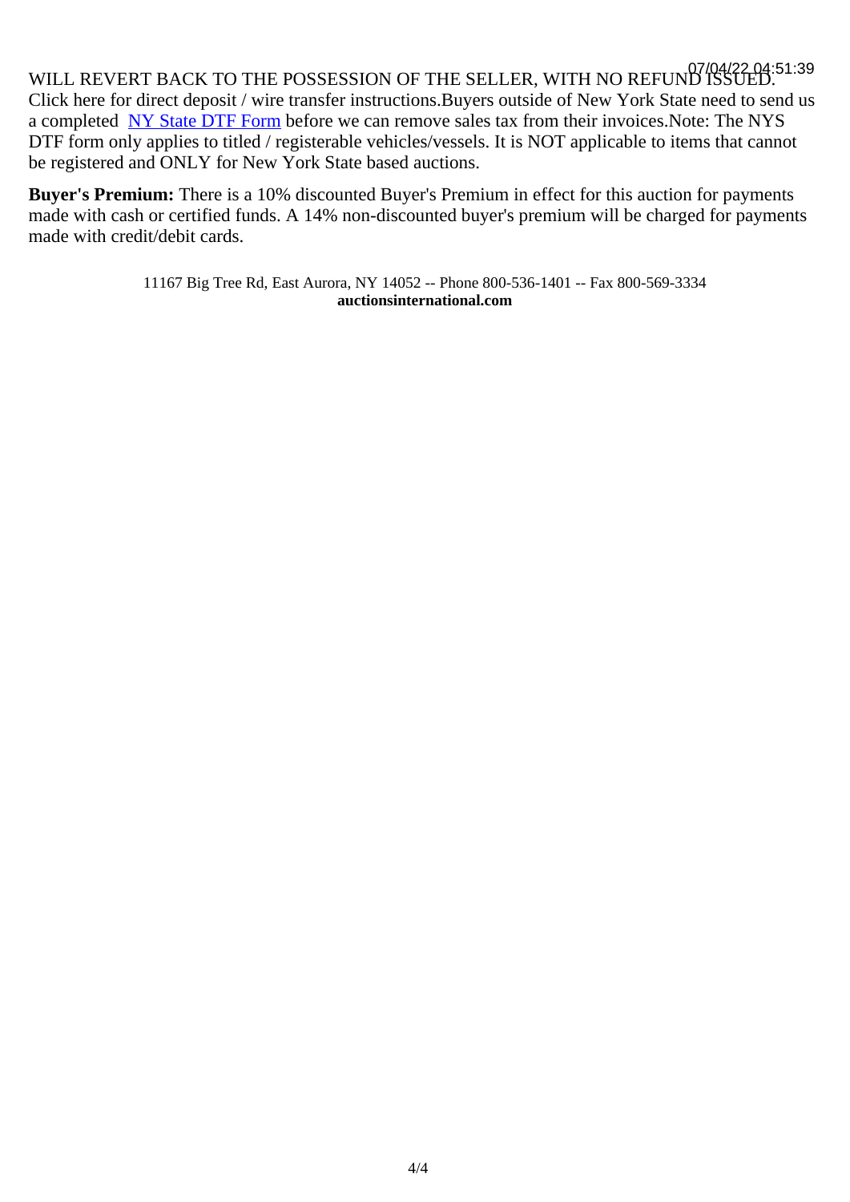WILL REVERT BACK TO THE POSSESSION OF THE SELLER, WITH NO REFUND ISSUED. Click here for direct deposit / wire transfer instructions.Buyers outside of New York State need to send us a completed NY State DTF Form before we can remove sales tax from their invoices.Note: The NYS DTF form only applies to titled / registerable vehicles/vessels. It is NOT applicable to items that cannot be registered and ONLY for New York State based auctions.

**Buyer's Premium:** There is a 10% discounted Buyer's Premium in effect for this auction for payments made with cash or certified funds. A 14% non-discounted buyer's premium will be charged for payments made with credit/debit cards.

11167 Big Tree Rd, East Aurora, NY 14052 -- Phone 800-536-1401 -- Fax 800-569-3334
**auctionsinternational.com**